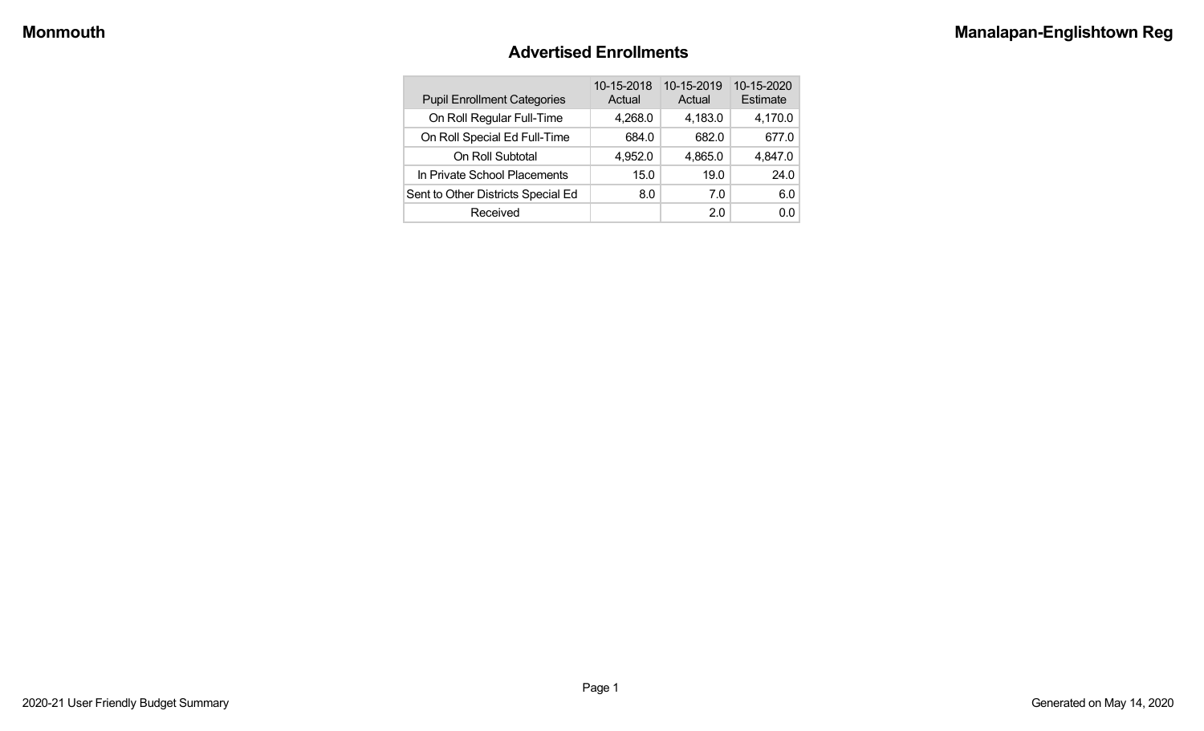Monmouth

Manalapan-Englishtown Reg

## Advertised Enrollments

| Pupil Enrollment Categories | 10-15-2018 Actual | 10-15-2019 Actual | 10-15-2020 Estimate |
|---|---|---|---|
| On Roll Regular Full-Time | 4,268.0 | 4,183.0 | 4,170.0 |
| On Roll Special Ed Full-Time | 684.0 | 682.0 | 677.0 |
| On Roll Subtotal | 4,952.0 | 4,865.0 | 4,847.0 |
| In Private School Placements | 15.0 | 19.0 | 24.0 |
| Sent to Other Districts Special Ed | 8.0 | 7.0 | 6.0 |
| Received | | 2.0 | 0.0 |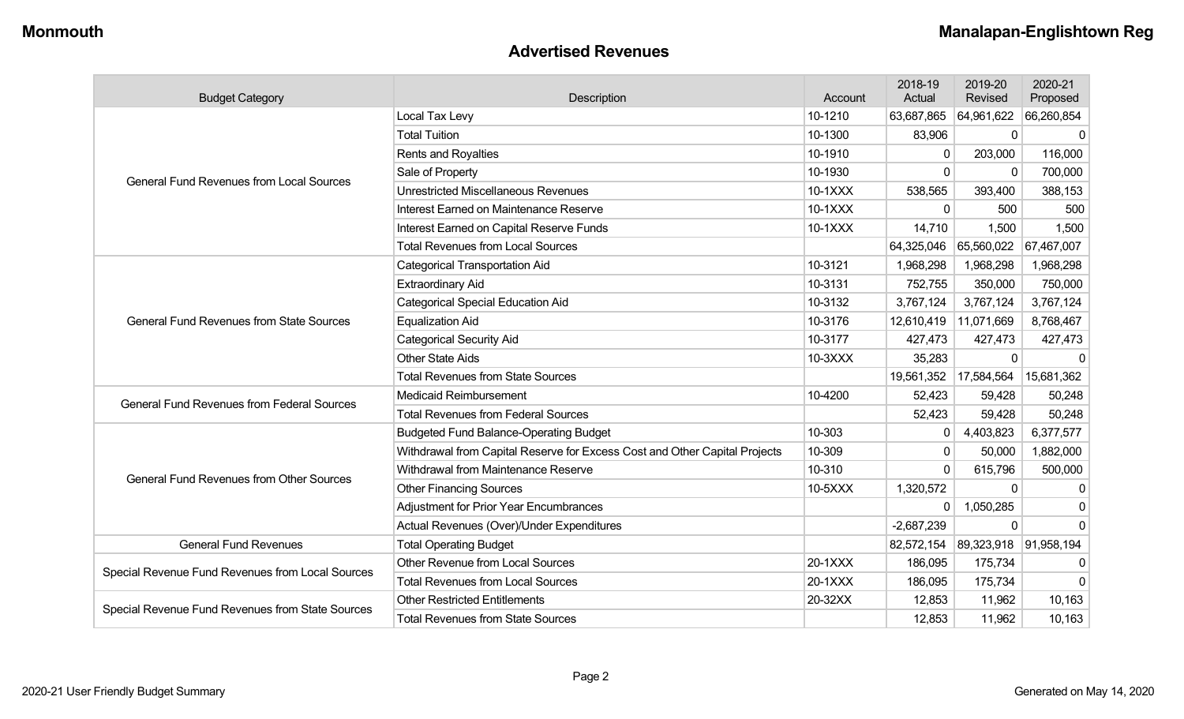Monmouth

Manalapan-Englishtown Reg

## Advertised Revenues

| Budget Category | Description | Account | 2018-19 Actual | 2019-20 Revised | 2020-21 Proposed |
|---|---|---|---|---|---|
| General Fund Revenues from Local Sources | Local Tax Levy | 10-1210 | 63,687,865 | 64,961,622 | 66,260,854 |
| | Total Tuition | 10-1300 | 83,906 | 0 | 0 |
| | Rents and Royalties | 10-1910 | 0 | 203,000 | 116,000 |
| | Sale of Property | 10-1930 | 0 | 0 | 700,000 |
| | Unrestricted Miscellaneous Revenues | 10-1XXX | 538,565 | 393,400 | 388,153 |
| | Interest Earned on Maintenance Reserve | 10-1XXX | 0 | 500 | 500 |
| | Interest Earned on Capital Reserve Funds | 10-1XXX | 14,710 | 1,500 | 1,500 |
| | Total Revenues from Local Sources | | 64,325,046 | 65,560,022 | 67,467,007 |
| General Fund Revenues from State Sources | Categorical Transportation Aid | 10-3121 | 1,968,298 | 1,968,298 | 1,968,298 |
| | Extraordinary Aid | 10-3131 | 752,755 | 350,000 | 750,000 |
| | Categorical Special Education Aid | 10-3132 | 3,767,124 | 3,767,124 | 3,767,124 |
| | Equalization Aid | 10-3176 | 12,610,419 | 11,071,669 | 8,768,467 |
| | Categorical Security Aid | 10-3177 | 427,473 | 427,473 | 427,473 |
| | Other State Aids | 10-3XXX | 35,283 | 0 | 0 |
| | Total Revenues from State Sources | | 19,561,352 | 17,584,564 | 15,681,362 |
| General Fund Revenues from Federal Sources | Medicaid Reimbursement | 10-4200 | 52,423 | 59,428 | 50,248 |
| | Total Revenues from Federal Sources | | 52,423 | 59,428 | 50,248 |
| General Fund Revenues from Other Sources | Budgeted Fund Balance-Operating Budget | 10-303 | 0 | 4,403,823 | 6,377,577 |
| | Withdrawal from Capital Reserve for Excess Cost and Other Capital Projects | 10-309 | 0 | 50,000 | 1,882,000 |
| | Withdrawal from Maintenance Reserve | 10-310 | 0 | 615,796 | 500,000 |
| | Other Financing Sources | 10-5XXX | 1,320,572 | 0 | 0 |
| | Adjustment for Prior Year Encumbrances | | 0 | 1,050,285 | 0 |
| | Actual Revenues (Over)/Under Expenditures | | -2,687,239 | 0 | 0 |
| General Fund Revenues | Total Operating Budget | | 82,572,154 | 89,323,918 | 91,958,194 |
| Special Revenue Fund Revenues from Local Sources | Other Revenue from Local Sources | 20-1XXX | 186,095 | 175,734 | 0 |
| | Total Revenues from Local Sources | 20-1XXX | 186,095 | 175,734 | 0 |
| Special Revenue Fund Revenues from State Sources | Other Restricted Entitlements | 20-32XX | 12,853 | 11,962 | 10,163 |
| | Total Revenues from State Sources | | 12,853 | 11,962 | 10,163 |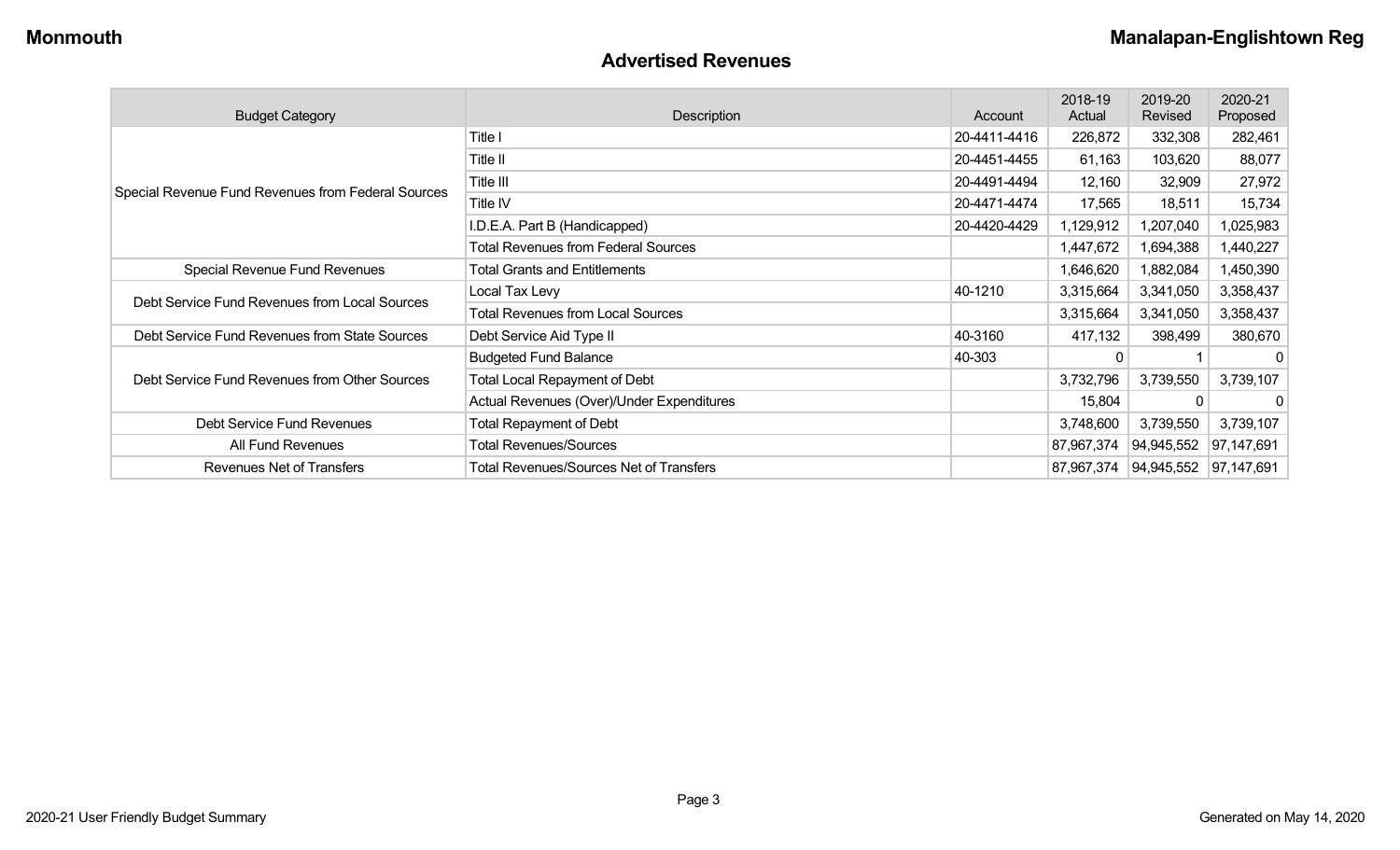## Advertised Revenues

| Budget Category | Description | Account | 2018-19 Actual | 2019-20 Revised | 2020-21 Proposed |
|---|---|---|---|---|---|
| Special Revenue Fund Revenues from Federal Sources | Title I | 20-4411-4416 | 226,872 | 332,308 | 282,461 |
| | Title II | 20-4451-4455 | 61,163 | 103,620 | 88,077 |
| | Title III | 20-4491-4494 | 12,160 | 32,909 | 27,972 |
| | Title IV | 20-4471-4474 | 17,565 | 18,511 | 15,734 |
| | I.D.E.A. Part B (Handicapped) | 20-4420-4429 | 1,129,912 | 1,207,040 | 1,025,983 |
| | Total Revenues from Federal Sources | | 1,447,672 | 1,694,388 | 1,440,227 |
| Special Revenue Fund Revenues | Total Grants and Entitlements | | 1,646,620 | 1,882,084 | 1,450,390 |
| Debt Service Fund Revenues from Local Sources | Local Tax Levy | 40-1210 | 3,315,664 | 3,341,050 | 3,358,437 |
| | Total Revenues from Local Sources | | 3,315,664 | 3,341,050 | 3,358,437 |
| Debt Service Fund Revenues from State Sources | Debt Service Aid Type II | 40-3160 | 417,132 | 398,499 | 380,670 |
| Debt Service Fund Revenues from Other Sources | Budgeted Fund Balance | 40-303 | 0 | 1 | 0 |
| | Total Local Repayment of Debt | | 3,732,796 | 3,739,550 | 3,739,107 |
| | Actual Revenues (Over)/Under Expenditures | | 15,804 | 0 | 0 |
| Debt Service Fund Revenues | Total Repayment of Debt | | 3,748,600 | 3,739,550 | 3,739,107 |
| All Fund Revenues | Total Revenues/Sources | | 87,967,374 | 94,945,552 | 97,147,691 |
| Revenues Net of Transfers | Total Revenues/Sources Net of Transfers | | 87,967,374 | 94,945,552 | 97,147,691 |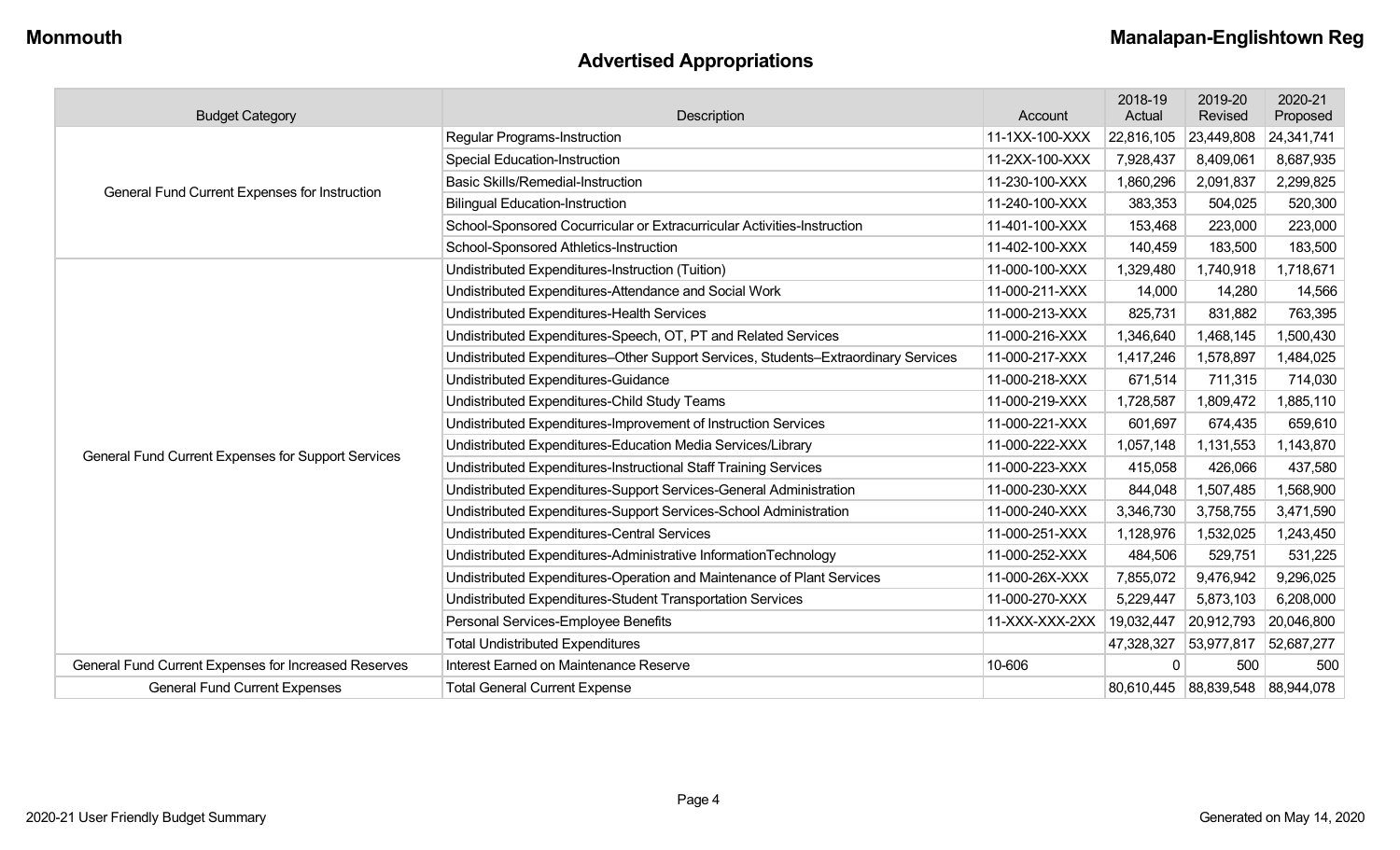# Advertised Appropriations

| Budget Category | Description | Account | 2018-19 Actual | 2019-20 Revised | 2020-21 Proposed |
|---|---|---|---|---|---|
| General Fund Current Expenses for Instruction | Regular Programs-Instruction | 11-1XX-100-XXX | 22,816,105 | 23,449,808 | 24,341,741 |
| | Special Education-Instruction | 11-2XX-100-XXX | 7,928,437 | 8,409,061 | 8,687,935 |
| | Basic Skills/Remedial-Instruction | 11-230-100-XXX | 1,860,296 | 2,091,837 | 2,299,825 |
| | Bilingual Education-Instruction | 11-240-100-XXX | 383,353 | 504,025 | 520,300 |
| | School-Sponsored Cocurricular or Extracurricular Activities-Instruction | 11-401-100-XXX | 153,468 | 223,000 | 223,000 |
| | School-Sponsored Athletics-Instruction | 11-402-100-XXX | 140,459 | 183,500 | 183,500 |
| General Fund Current Expenses for Support Services | Undistributed Expenditures-Instruction (Tuition) | 11-000-100-XXX | 1,329,480 | 1,740,918 | 1,718,671 |
| | Undistributed Expenditures-Attendance and Social Work | 11-000-211-XXX | 14,000 | 14,280 | 14,566 |
| | Undistributed Expenditures-Health Services | 11-000-213-XXX | 825,731 | 831,882 | 763,395 |
| | Undistributed Expenditures-Speech, OT, PT and Related Services | 11-000-216-XXX | 1,346,640 | 1,468,145 | 1,500,430 |
| | Undistributed Expenditures–Other Support Services, Students–Extraordinary Services | 11-000-217-XXX | 1,417,246 | 1,578,897 | 1,484,025 |
| | Undistributed Expenditures-Guidance | 11-000-218-XXX | 671,514 | 711,315 | 714,030 |
| | Undistributed Expenditures-Child Study Teams | 11-000-219-XXX | 1,728,587 | 1,809,472 | 1,885,110 |
| | Undistributed Expenditures-Improvement of Instruction Services | 11-000-221-XXX | 601,697 | 674,435 | 659,610 |
| | Undistributed Expenditures-Education Media Services/Library | 11-000-222-XXX | 1,057,148 | 1,131,553 | 1,143,870 |
| | Undistributed Expenditures-Instructional Staff Training Services | 11-000-223-XXX | 415,058 | 426,066 | 437,580 |
| | Undistributed Expenditures-Support Services-General Administration | 11-000-230-XXX | 844,048 | 1,507,485 | 1,568,900 |
| | Undistributed Expenditures-Support Services-School Administration | 11-000-240-XXX | 3,346,730 | 3,758,755 | 3,471,590 |
| | Undistributed Expenditures-Central Services | 11-000-251-XXX | 1,128,976 | 1,532,025 | 1,243,450 |
| | Undistributed Expenditures-Administrative InformationTechnology | 11-000-252-XXX | 484,506 | 529,751 | 531,225 |
| | Undistributed Expenditures-Operation and Maintenance of Plant Services | 11-000-26X-XXX | 7,855,072 | 9,476,942 | 9,296,025 |
| | Undistributed Expenditures-Student Transportation Services | 11-000-270-XXX | 5,229,447 | 5,873,103 | 6,208,000 |
| | Personal Services-Employee Benefits | 11-XXX-XXX-2XX | 19,032,447 | 20,912,793 | 20,046,800 |
| | Total Undistributed Expenditures | | 47,328,327 | 53,977,817 | 52,687,277 |
| General Fund Current Expenses for Increased Reserves | Interest Earned on Maintenance Reserve | 10-606 | 0 | 500 | 500 |
| General Fund Current Expenses | Total General Current Expense | | 80,610,445 | 88,839,548 | 88,944,078 |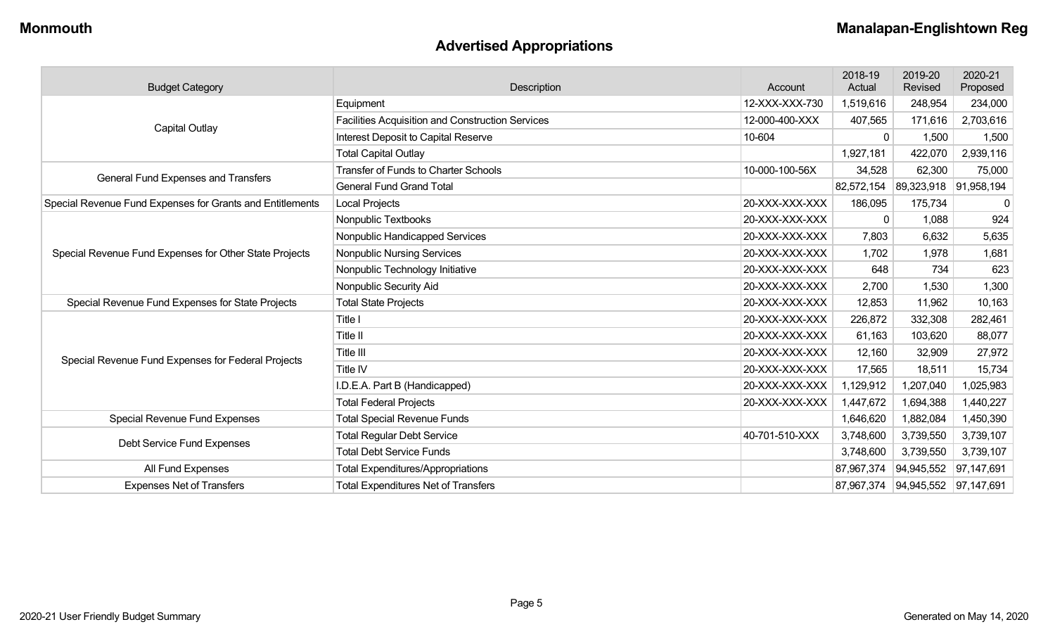## Advertised Appropriations

| Budget Category | Description | Account | 2018-19 Actual | 2019-20 Revised | 2020-21 Proposed |
|---|---|---|---|---|---|
| Capital Outlay | Equipment | 12-XXX-XXX-730 | 1,519,616 | 248,954 | 234,000 |
| | Facilities Acquisition and Construction Services | 12-000-400-XXX | 407,565 | 171,616 | 2,703,616 |
| | Interest Deposit to Capital Reserve | 10-604 | 0 | 1,500 | 1,500 |
| | Total Capital Outlay | | 1,927,181 | 422,070 | 2,939,116 |
| General Fund Expenses and Transfers | Transfer of Funds to Charter Schools | 10-000-100-56X | 34,528 | 62,300 | 75,000 |
| | General Fund Grand Total | | 82,572,154 | 89,323,918 | 91,958,194 |
| Special Revenue Fund Expenses for Grants and Entitlements | Local Projects | 20-XXX-XXX-XXX | 186,095 | 175,734 | 0 |
| Special Revenue Fund Expenses for Other State Projects | Nonpublic Textbooks | 20-XXX-XXX-XXX | 0 | 1,088 | 924 |
| | Nonpublic Handicapped Services | 20-XXX-XXX-XXX | 7,803 | 6,632 | 5,635 |
| | Nonpublic Nursing Services | 20-XXX-XXX-XXX | 1,702 | 1,978 | 1,681 |
| | Nonpublic Technology Initiative | 20-XXX-XXX-XXX | 648 | 734 | 623 |
| | Nonpublic Security Aid | 20-XXX-XXX-XXX | 2,700 | 1,530 | 1,300 |
| Special Revenue Fund Expenses for State Projects | Total State Projects | 20-XXX-XXX-XXX | 12,853 | 11,962 | 10,163 |
| Special Revenue Fund Expenses for Federal Projects | Title I | 20-XXX-XXX-XXX | 226,872 | 332,308 | 282,461 |
| | Title II | 20-XXX-XXX-XXX | 61,163 | 103,620 | 88,077 |
| | Title III | 20-XXX-XXX-XXX | 12,160 | 32,909 | 27,972 |
| | Title IV | 20-XXX-XXX-XXX | 17,565 | 18,511 | 15,734 |
| | I.D.E.A. Part B (Handicapped) | 20-XXX-XXX-XXX | 1,129,912 | 1,207,040 | 1,025,983 |
| | Total Federal Projects | 20-XXX-XXX-XXX | 1,447,672 | 1,694,388 | 1,440,227 |
| Special Revenue Fund Expenses | Total Special Revenue Funds | | 1,646,620 | 1,882,084 | 1,450,390 |
| Debt Service Fund Expenses | Total Regular Debt Service | 40-701-510-XXX | 3,748,600 | 3,739,550 | 3,739,107 |
| | Total Debt Service Funds | | 3,748,600 | 3,739,550 | 3,739,107 |
| All Fund Expenses | Total Expenditures/Appropriations | | 87,967,374 | 94,945,552 | 97,147,691 |
| Expenses Net of Transfers | Total Expenditures Net of Transfers | | 87,967,374 | 94,945,552 | 97,147,691 |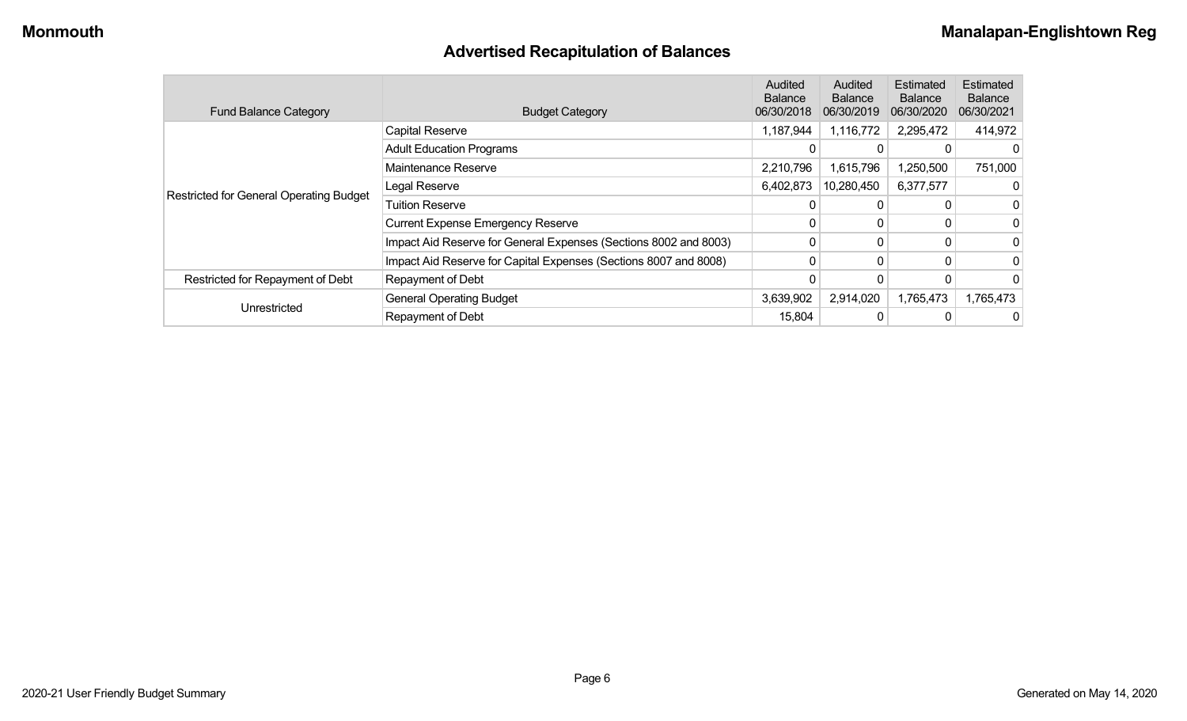## Advertised Recapitulation of Balances

| Fund Balance Category | Budget Category | Audited Balance 06/30/2018 | Audited Balance 06/30/2019 | Estimated Balance 06/30/2020 | Estimated Balance 06/30/2021 |
|---|---|---|---|---|---|
| Restricted for General Operating Budget | Capital Reserve | 1,187,944 | 1,116,772 | 2,295,472 | 414,972 |
| | Adult Education Programs | 0 | 0 | 0 | 0 |
| | Maintenance Reserve | 2,210,796 | 1,615,796 | 1,250,500 | 751,000 |
| | Legal Reserve | 6,402,873 | 10,280,450 | 6,377,577 | 0 |
| | Tuition Reserve | 0 | 0 | 0 | 0 |
| | Current Expense Emergency Reserve | 0 | 0 | 0 | 0 |
| | Impact Aid Reserve for General Expenses (Sections 8002 and 8003) | 0 | 0 | 0 | 0 |
| | Impact Aid Reserve for Capital Expenses (Sections 8007 and 8008) | 0 | 0 | 0 | 0 |
| Restricted for Repayment of Debt | Repayment of Debt | 0 | 0 | 0 | 0 |
| Unrestricted | General Operating Budget | 3,639,902 | 2,914,020 | 1,765,473 | 1,765,473 |
| | Repayment of Debt | 15,804 | 0 | 0 | 0 |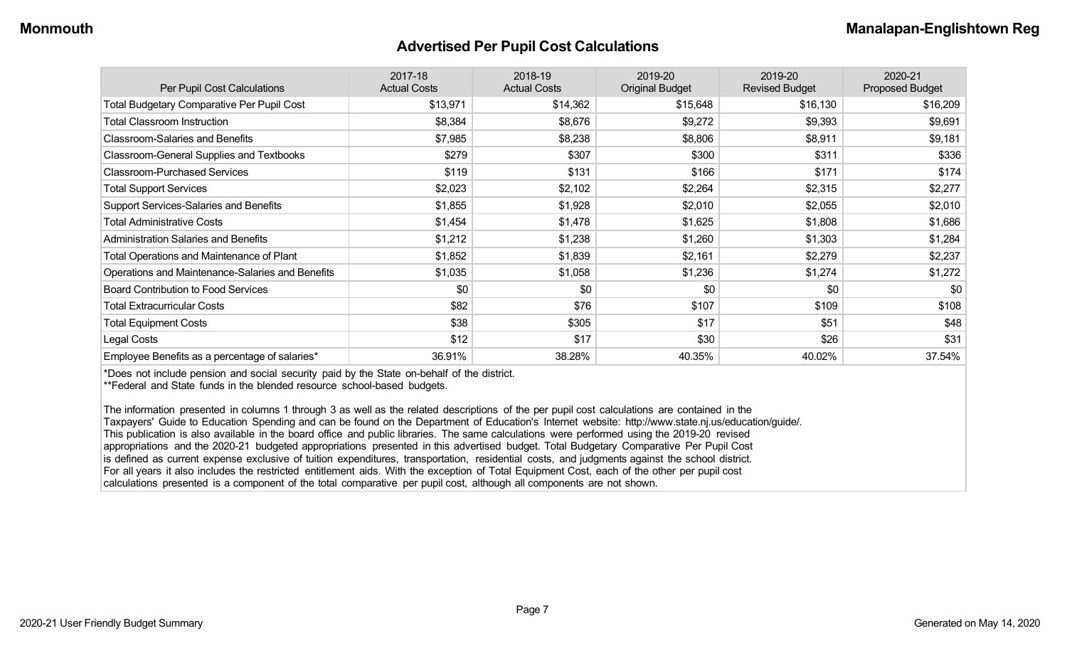## Advertised Per Pupil Cost Calculations

| Per Pupil Cost Calculations | 2017-18 Actual Costs | 2018-19 Actual Costs | 2019-20 Original Budget | 2019-20 Revised Budget | 2020-21 Proposed Budget |
|---|---|---|---|---|---|
| Total Budgetary Comparative Per Pupil Cost | $13,971 | $14,362 | $15,648 | $16,130 | $16,209 |
| Total Classroom Instruction | $8,384 | $8,676 | $9,272 | $9,393 | $9,691 |
| Classroom-Salaries and Benefits | $7,985 | $8,238 | $8,806 | $8,911 | $9,181 |
| Classroom-General Supplies and Textbooks | $279 | $307 | $300 | $311 | $336 |
| Classroom-Purchased Services | $119 | $131 | $166 | $171 | $174 |
| Total Support Services | $2,023 | $2,102 | $2,264 | $2,315 | $2,277 |
| Support Services-Salaries and Benefits | $1,855 | $1,928 | $2,010 | $2,055 | $2,010 |
| Total Administrative Costs | $1,454 | $1,478 | $1,625 | $1,808 | $1,686 |
| Administration Salaries and Benefits | $1,212 | $1,238 | $1,260 | $1,303 | $1,284 |
| Total Operations and Maintenance of Plant | $1,852 | $1,839 | $2,161 | $2,279 | $2,237 |
| Operations and Maintenance-Salaries and Benefits | $1,035 | $1,058 | $1,236 | $1,274 | $1,272 |
| Board Contribution to Food Services | $0 | $0 | $0 | $0 | $0 |
| Total Extracurricular Costs | $82 | $76 | $107 | $109 | $108 |
| Total Equipment Costs | $38 | $305 | $17 | $51 | $48 |
| Legal Costs | $12 | $17 | $30 | $26 | $31 |
| Employee Benefits as a percentage of salaries* | 36.91% | 38.28% | 40.35% | 40.02% | 37.54% |

*Does not include pension and social security paid by the State on-behalf of the district.
**Federal and State funds in the blended resource school-based budgets.

The information presented in columns 1 through 3 as well as the related descriptions of the per pupil cost calculations are contained in the Taxpayers' Guide to Education Spending and can be found on the Department of Education's Internet website: http://www.state.nj.us/education/guide/. This publication is also available in the board office and public libraries. The same calculations were performed using the 2019-20 revised appropriations and the 2020-21 budgeted appropriations presented in this advertised budget. Total Budgetary Comparative Per Pupil Cost is defined as current expense exclusive of tuition expenditures, transportation, residential costs, and judgments against the school district. For all years it also includes the restricted entitlement aids. With the exception of Total Equipment Cost, each of the other per pupil cost calculations presented is a component of the total comparative per pupil cost, although all components are not shown.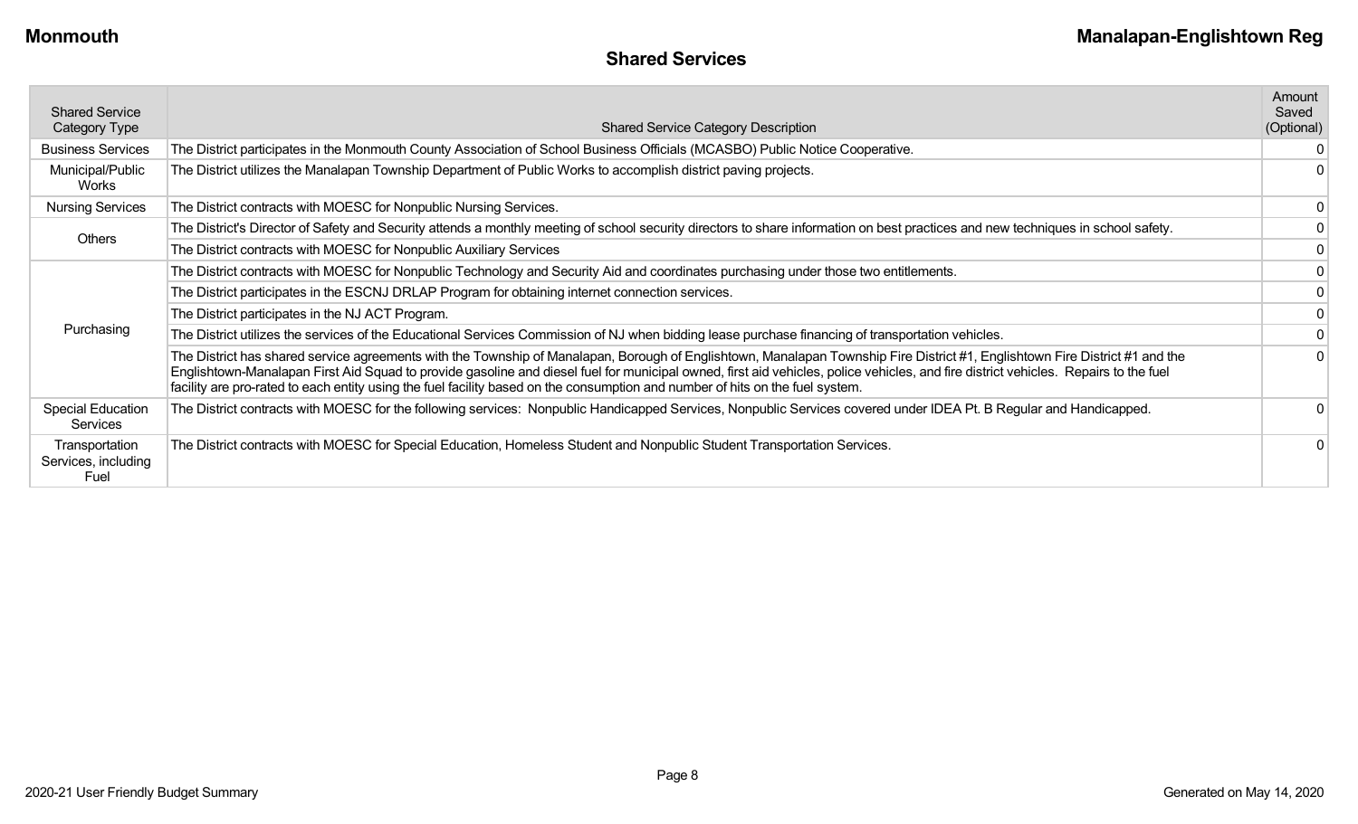## Shared Services

| Shared Service Category Type | Shared Service Category Description | Amount Saved (Optional) |
|---|---|---|
| Business Services | The District participates in the Monmouth County Association of School Business Officials (MCASBO) Public Notice Cooperative. | 0 |
| Municipal/Public Works | The District utilizes the Manalapan Township Department of Public Works to accomplish district paving projects. | 0 |
| Nursing Services | The District contracts with MOESC for Nonpublic Nursing Services. | 0 |
| Others | The District's Director of Safety and Security attends a monthly meeting of school security directors to share information on best practices and new techniques in school safety. | 0 |
| | The District contracts with MOESC for Nonpublic Auxiliary Services | 0 |
| Purchasing | The District contracts with MOESC for Nonpublic Technology and Security Aid and coordinates purchasing under those two entitlements. | 0 |
| | The District participates in the ESCNJ DRLAP Program for obtaining internet connection services. | 0 |
| | The District participates in the NJ ACT Program. | 0 |
| | The District utilizes the services of the Educational Services Commission of NJ when bidding lease purchase financing of transportation vehicles. | 0 |
| | The District has shared service agreements with the Township of Manalapan, Borough of Englishtown, Manalapan Township Fire District #1, Englishtown Fire District #1 and the Englishtown-Manalapan First Aid Squad to provide gasoline and diesel fuel for municipal owned, first aid vehicles, police vehicles, and fire district vehicles. Repairs to the fuel facility are pro-rated to each entity using the fuel facility based on the consumption and number of hits on the fuel system. | 0 |
| Special Education Services | The District contracts with MOESC for the following services: Nonpublic Handicapped Services, Nonpublic Services covered under IDEA Pt. B Regular and Handicapped. | 0 |
| Transportation Services, including Fuel | The District contracts with MOESC for Special Education, Homeless Student and Nonpublic Student Transportation Services. | 0 |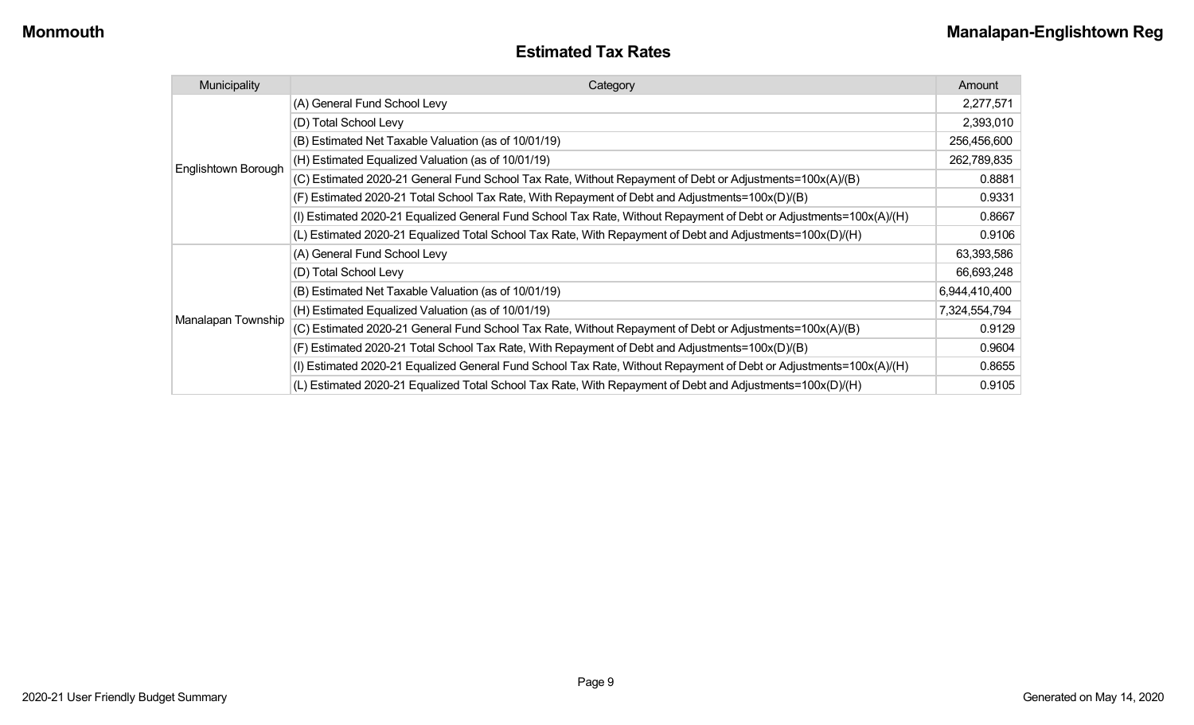## Estimated Tax Rates

| Municipality | Category | Amount |
|---|---|---|
| Englishtown Borough | (A) General Fund School Levy | 2,277,571 |
| | (D) Total School Levy | 2,393,010 |
| | (B) Estimated Net Taxable Valuation (as of 10/01/19) | 256,456,600 |
| | (H) Estimated Equalized Valuation (as of 10/01/19) | 262,789,835 |
| | (C) Estimated 2020-21 General Fund School Tax Rate, Without Repayment of Debt or Adjustments=100x(A)/(B) | 0.8881 |
| | (F) Estimated 2020-21 Total School Tax Rate, With Repayment of Debt and Adjustments=100x(D)/(B) | 0.9331 |
| | (I) Estimated 2020-21 Equalized General Fund School Tax Rate, Without Repayment of Debt or Adjustments=100x(A)/(H) | 0.8667 |
| | (L) Estimated 2020-21 Equalized Total School Tax Rate, With Repayment of Debt and Adjustments=100x(D)/(H) | 0.9106 |
| Manalapan Township | (A) General Fund School Levy | 63,393,586 |
| | (D) Total School Levy | 66,693,248 |
| | (B) Estimated Net Taxable Valuation (as of 10/01/19) | 6,944,410,400 |
| | (H) Estimated Equalized Valuation (as of 10/01/19) | 7,324,554,794 |
| | (C) Estimated 2020-21 General Fund School Tax Rate, Without Repayment of Debt or Adjustments=100x(A)/(B) | 0.9129 |
| | (F) Estimated 2020-21 Total School Tax Rate, With Repayment of Debt and Adjustments=100x(D)/(B) | 0.9604 |
| | (I) Estimated 2020-21 Equalized General Fund School Tax Rate, Without Repayment of Debt or Adjustments=100x(A)/(H) | 0.8655 |
| | (L) Estimated 2020-21 Equalized Total School Tax Rate, With Repayment of Debt and Adjustments=100x(D)/(H) | 0.9105 |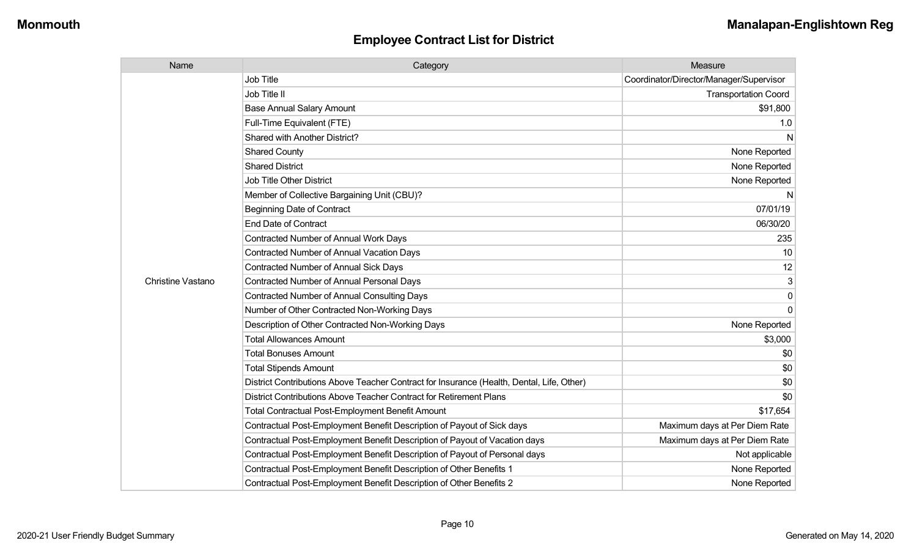## Employee Contract List for District

| Name | Category | Measure |
|---|---|---|
| Christine Vastano | Job Title | Coordinator/Director/Manager/Supervisor |
| | Job Title II | Transportation Coord |
| | Base Annual Salary Amount | $91,800 |
| | Full-Time Equivalent (FTE) | 1.0 |
| | Shared with Another District? | N |
| | Shared County | None Reported |
| | Shared District | None Reported |
| | Job Title Other District | None Reported |
| | Member of Collective Bargaining Unit (CBU)? | N |
| | Beginning Date of Contract | 07/01/19 |
| | End Date of Contract | 06/30/20 |
| | Contracted Number of Annual Work Days | 235 |
| | Contracted Number of Annual Vacation Days | 10 |
| | Contracted Number of Annual Sick Days | 12 |
| | Contracted Number of Annual Personal Days | 3 |
| | Contracted Number of Annual Consulting Days | 0 |
| | Number of Other Contracted Non-Working Days | 0 |
| | Description of Other Contracted Non-Working Days | None Reported |
| | Total Allowances Amount | $3,000 |
| | Total Bonuses Amount | $0 |
| | Total Stipends Amount | $0 |
| | District Contributions Above Teacher Contract for Insurance (Health, Dental, Life, Other) | $0 |
| | District Contributions Above Teacher Contract for Retirement Plans | $0 |
| | Total Contractual Post-Employment Benefit Amount | $17,654 |
| | Contractual Post-Employment Benefit Description of Payout of Sick days | Maximum days at Per Diem Rate |
| | Contractual Post-Employment Benefit Description of Payout of Vacation days | Maximum days at Per Diem Rate |
| | Contractual Post-Employment Benefit Description of Payout of Personal days | Not applicable |
| | Contractual Post-Employment Benefit Description of Other Benefits 1 | None Reported |
| | Contractual Post-Employment Benefit Description of Other Benefits 2 | None Reported |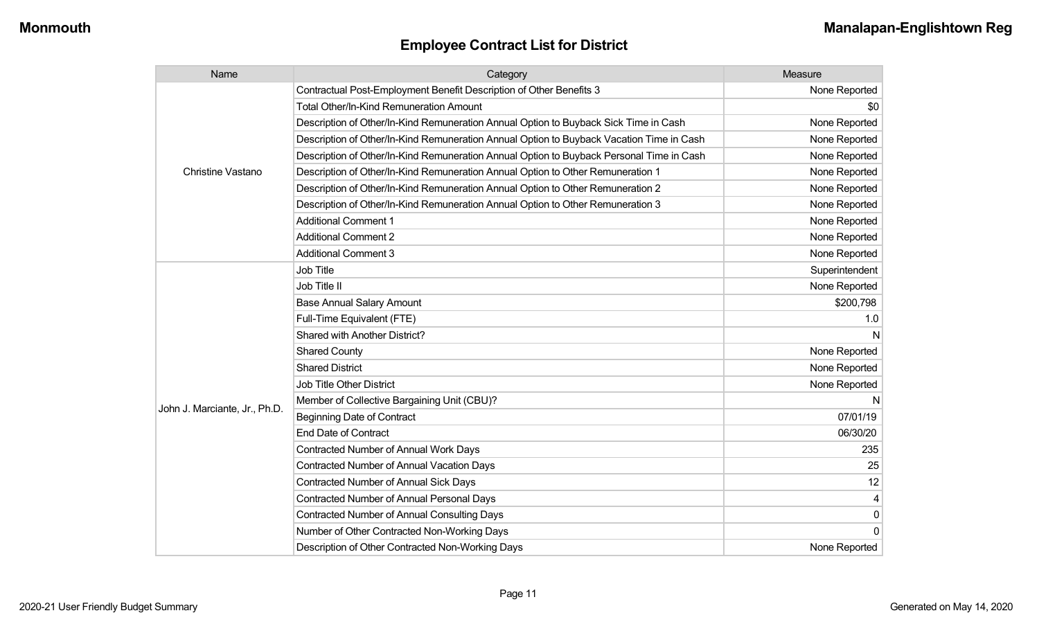## Employee Contract List for District

| Name | Category | Measure |
|---|---|---|
| Christine Vastano | Contractual Post-Employment Benefit Description of Other Benefits 3 | None Reported |
| | Total Other/In-Kind Remuneration Amount | $0 |
| | Description of Other/In-Kind Remuneration Annual Option to Buyback Sick Time in Cash | None Reported |
| | Description of Other/In-Kind Remuneration Annual Option to Buyback Vacation Time in Cash | None Reported |
| | Description of Other/In-Kind Remuneration Annual Option to Buyback Personal Time in Cash | None Reported |
| | Description of Other/In-Kind Remuneration Annual Option to Other Remuneration 1 | None Reported |
| | Description of Other/In-Kind Remuneration Annual Option to Other Remuneration 2 | None Reported |
| | Description of Other/In-Kind Remuneration Annual Option to Other Remuneration 3 | None Reported |
| | Additional Comment 1 | None Reported |
| | Additional Comment 2 | None Reported |
| | Additional Comment 3 | None Reported |
| John J. Marciante, Jr., Ph.D. | Job Title | Superintendent |
| | Job Title II | None Reported |
| | Base Annual Salary Amount | $200,798 |
| | Full-Time Equivalent (FTE) | 1.0 |
| | Shared with Another District? | N |
| | Shared County | None Reported |
| | Shared District | None Reported |
| | Job Title Other District | None Reported |
| | Member of Collective Bargaining Unit (CBU)? | N |
| | Beginning Date of Contract | 07/01/19 |
| | End Date of Contract | 06/30/20 |
| | Contracted Number of Annual Work Days | 235 |
| | Contracted Number of Annual Vacation Days | 25 |
| | Contracted Number of Annual Sick Days | 12 |
| | Contracted Number of Annual Personal Days | 4 |
| | Contracted Number of Annual Consulting Days | 0 |
| | Number of Other Contracted Non-Working Days | 0 |
| | Description of Other Contracted Non-Working Days | None Reported |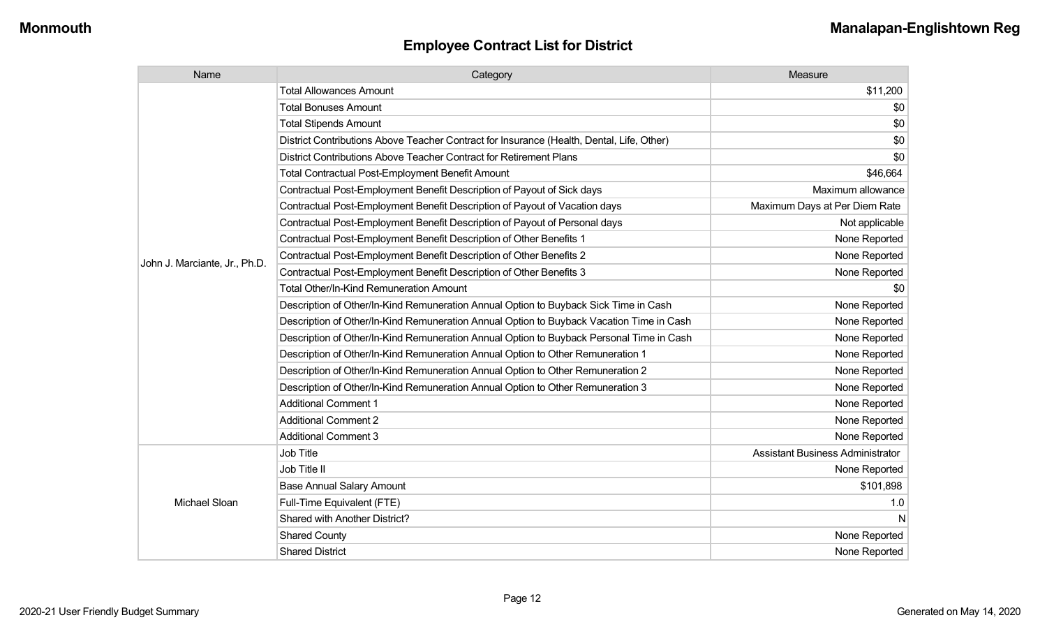## Employee Contract List for District

| Name | Category | Measure |
|---|---|---|
| John J. Marciante, Jr., Ph.D. | Total Allowances Amount | $11,200 |
| | Total Bonuses Amount | $0 |
| | Total Stipends Amount | $0 |
| | District Contributions Above Teacher Contract for Insurance (Health, Dental, Life, Other) | $0 |
| | District Contributions Above Teacher Contract for Retirement Plans | $0 |
| | Total Contractual Post-Employment Benefit Amount | $46,664 |
| | Contractual Post-Employment Benefit Description of Payout of Sick days | Maximum allowance |
| | Contractual Post-Employment Benefit Description of Payout of Vacation days | Maximum Days at Per Diem Rate |
| | Contractual Post-Employment Benefit Description of Payout of Personal days | Not applicable |
| | Contractual Post-Employment Benefit Description of Other Benefits 1 | None Reported |
| | Contractual Post-Employment Benefit Description of Other Benefits 2 | None Reported |
| | Contractual Post-Employment Benefit Description of Other Benefits 3 | None Reported |
| | Total Other/In-Kind Remuneration Amount | $0 |
| | Description of Other/In-Kind Remuneration Annual Option to Buyback Sick Time in Cash | None Reported |
| | Description of Other/In-Kind Remuneration Annual Option to Buyback Vacation Time in Cash | None Reported |
| | Description of Other/In-Kind Remuneration Annual Option to Buyback Personal Time in Cash | None Reported |
| | Description of Other/In-Kind Remuneration Annual Option to Other Remuneration 1 | None Reported |
| | Description of Other/In-Kind Remuneration Annual Option to Other Remuneration 2 | None Reported |
| | Description of Other/In-Kind Remuneration Annual Option to Other Remuneration 3 | None Reported |
| | Additional Comment 1 | None Reported |
| | Additional Comment 2 | None Reported |
| | Additional Comment 3 | None Reported |
| Michael Sloan | Job Title | Assistant Business Administrator |
| | Job Title II | None Reported |
| | Base Annual Salary Amount | $101,898 |
| | Full-Time Equivalent (FTE) | 1.0 |
| | Shared with Another District? | N |
| | Shared County | None Reported |
| | Shared District | None Reported |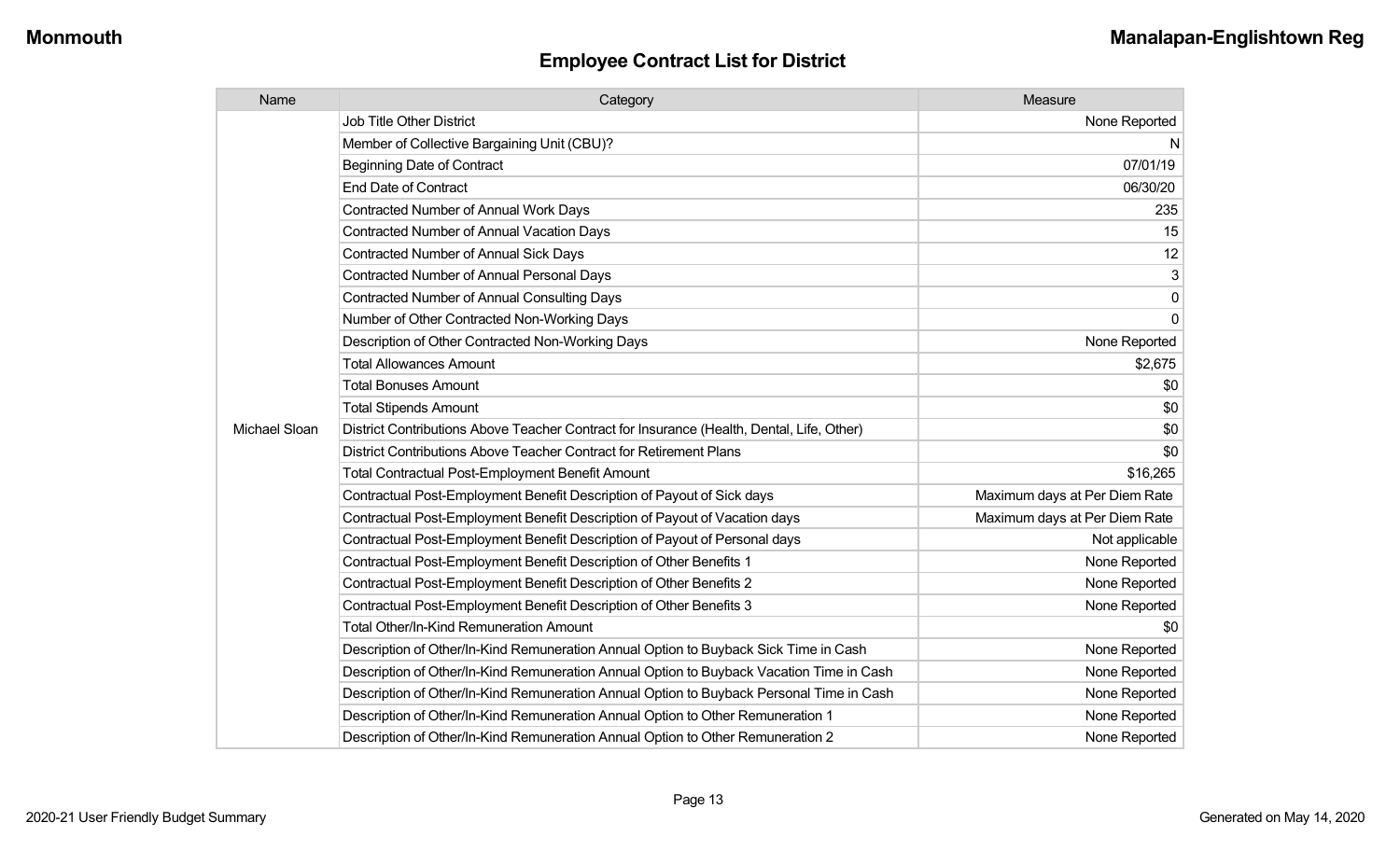## Employee Contract List for District

| Name | Category | Measure |
|---|---|---|
| Michael Sloan | Job Title Other District | None Reported |
| | Member of Collective Bargaining Unit (CBU)? | N |
| | Beginning Date of Contract | 07/01/19 |
| | End Date of Contract | 06/30/20 |
| | Contracted Number of Annual Work Days | 235 |
| | Contracted Number of Annual Vacation Days | 15 |
| | Contracted Number of Annual Sick Days | 12 |
| | Contracted Number of Annual Personal Days | 3 |
| | Contracted Number of Annual Consulting Days | 0 |
| | Number of Other Contracted Non-Working Days | 0 |
| | Description of Other Contracted Non-Working Days | None Reported |
| | Total Allowances Amount | $2,675 |
| | Total Bonuses Amount | $0 |
| | Total Stipends Amount | $0 |
| | District Contributions Above Teacher Contract for Insurance (Health, Dental, Life, Other) | $0 |
| | District Contributions Above Teacher Contract for Retirement Plans | $0 |
| | Total Contractual Post-Employment Benefit Amount | $16,265 |
| | Contractual Post-Employment Benefit Description of Payout of Sick days | Maximum days at Per Diem Rate |
| | Contractual Post-Employment Benefit Description of Payout of Vacation days | Maximum days at Per Diem Rate |
| | Contractual Post-Employment Benefit Description of Payout of Personal days | Not applicable |
| | Contractual Post-Employment Benefit Description of Other Benefits 1 | None Reported |
| | Contractual Post-Employment Benefit Description of Other Benefits 2 | None Reported |
| | Contractual Post-Employment Benefit Description of Other Benefits 3 | None Reported |
| | Total Other/In-Kind Remuneration Amount | $0 |
| | Description of Other/In-Kind Remuneration Annual Option to Buyback Sick Time in Cash | None Reported |
| | Description of Other/In-Kind Remuneration Annual Option to Buyback Vacation Time in Cash | None Reported |
| | Description of Other/In-Kind Remuneration Annual Option to Buyback Personal Time in Cash | None Reported |
| | Description of Other/In-Kind Remuneration Annual Option to Other Remuneration 1 | None Reported |
| | Description of Other/In-Kind Remuneration Annual Option to Other Remuneration 2 | None Reported |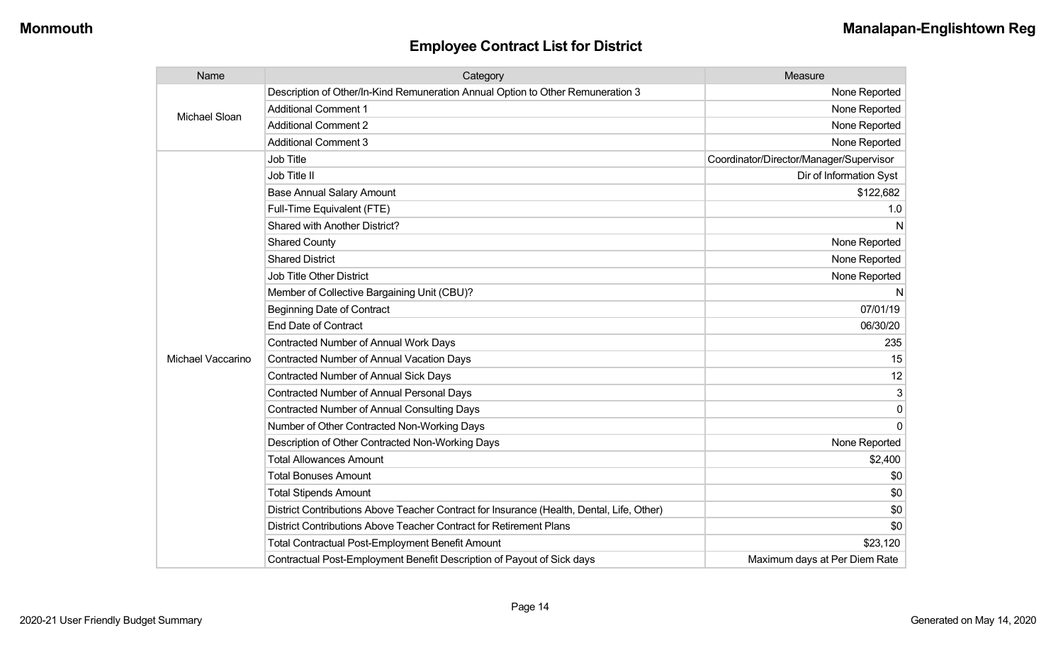## Employee Contract List for District

| Name | Category | Measure |
|---|---|---|
| Michael Sloan | Description of Other/In-Kind Remuneration Annual Option to Other Remuneration 3 | None Reported |
| | Additional Comment 1 | None Reported |
| | Additional Comment 2 | None Reported |
| | Additional Comment 3 | None Reported |
| Michael Vaccarino | Job Title | Coordinator/Director/Manager/Supervisor |
| | Job Title II | Dir of Information Syst |
| | Base Annual Salary Amount | $122,682 |
| | Full-Time Equivalent (FTE) | 1.0 |
| | Shared with Another District? | N |
| | Shared County | None Reported |
| | Shared District | None Reported |
| | Job Title Other District | None Reported |
| | Member of Collective Bargaining Unit (CBU)? | N |
| | Beginning Date of Contract | 07/01/19 |
| | End Date of Contract | 06/30/20 |
| | Contracted Number of Annual Work Days | 235 |
| | Contracted Number of Annual Vacation Days | 15 |
| | Contracted Number of Annual Sick Days | 12 |
| | Contracted Number of Annual Personal Days | 3 |
| | Contracted Number of Annual Consulting Days | 0 |
| | Number of Other Contracted Non-Working Days | 0 |
| | Description of Other Contracted Non-Working Days | None Reported |
| | Total Allowances Amount | $2,400 |
| | Total Bonuses Amount | $0 |
| | Total Stipends Amount | $0 |
| | District Contributions Above Teacher Contract for Insurance (Health, Dental, Life, Other) | $0 |
| | District Contributions Above Teacher Contract for Retirement Plans | $0 |
| | Total Contractual Post-Employment Benefit Amount | $23,120 |
| | Contractual Post-Employment Benefit Description of Payout of Sick days | Maximum days at Per Diem Rate |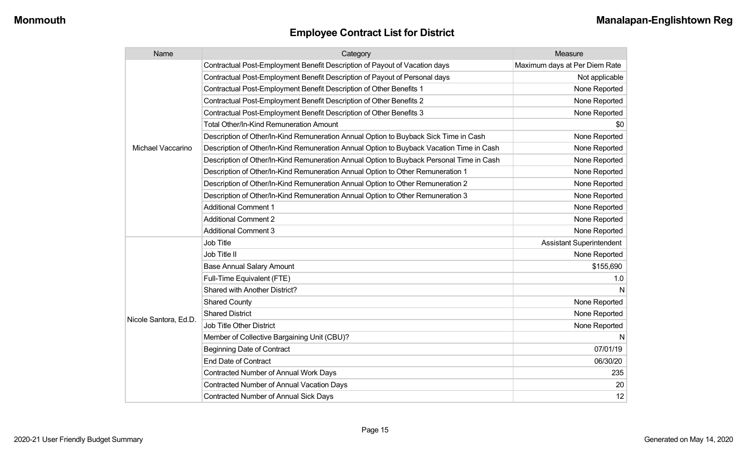## Employee Contract List for District

| Name | Category | Measure |
|---|---|---|
| Michael Vaccarino | Contractual Post-Employment Benefit Description of Payout of Vacation days | Maximum days at Per Diem Rate |
| | Contractual Post-Employment Benefit Description of Payout of Personal days | Not applicable |
| | Contractual Post-Employment Benefit Description of Other Benefits 1 | None Reported |
| | Contractual Post-Employment Benefit Description of Other Benefits 2 | None Reported |
| | Contractual Post-Employment Benefit Description of Other Benefits 3 | None Reported |
| | Total Other/In-Kind Remuneration Amount | $0 |
| | Description of Other/In-Kind Remuneration Annual Option to Buyback Sick Time in Cash | None Reported |
| | Description of Other/In-Kind Remuneration Annual Option to Buyback Vacation Time in Cash | None Reported |
| | Description of Other/In-Kind Remuneration Annual Option to Buyback Personal Time in Cash | None Reported |
| | Description of Other/In-Kind Remuneration Annual Option to Other Remuneration 1 | None Reported |
| | Description of Other/In-Kind Remuneration Annual Option to Other Remuneration 2 | None Reported |
| | Description of Other/In-Kind Remuneration Annual Option to Other Remuneration 3 | None Reported |
| | Additional Comment 1 | None Reported |
| | Additional Comment 2 | None Reported |
| | Additional Comment 3 | None Reported |
| Nicole Santora, Ed.D. | Job Title | Assistant Superintendent |
| | Job Title II | None Reported |
| | Base Annual Salary Amount | $155,690 |
| | Full-Time Equivalent (FTE) | 1.0 |
| | Shared with Another District? | N |
| | Shared County | None Reported |
| | Shared District | None Reported |
| | Job Title Other District | None Reported |
| | Member of Collective Bargaining Unit (CBU)? | N |
| | Beginning Date of Contract | 07/01/19 |
| | End Date of Contract | 06/30/20 |
| | Contracted Number of Annual Work Days | 235 |
| | Contracted Number of Annual Vacation Days | 20 |
| | Contracted Number of Annual Sick Days | 12 |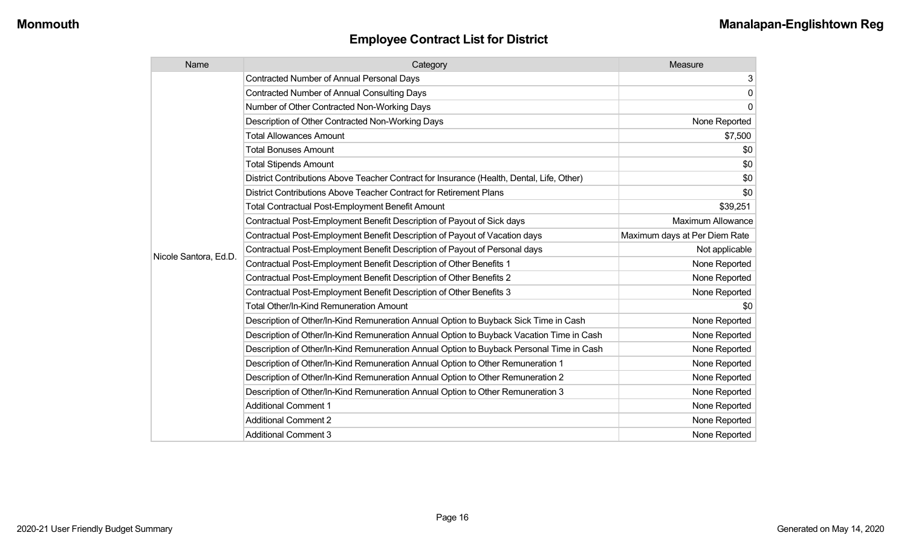## Employee Contract List for District

| Name | Category | Measure |
| --- | --- | --- |
| Nicole Santora, Ed.D. | Contracted Number of Annual Personal Days | 3 |
| | Contracted Number of Annual Consulting Days | 0 |
| | Number of Other Contracted Non-Working Days | 0 |
| | Description of Other Contracted Non-Working Days | None Reported |
| | Total Allowances Amount | $7,500 |
| | Total Bonuses Amount | $0 |
| | Total Stipends Amount | $0 |
| | District Contributions Above Teacher Contract for Insurance (Health, Dental, Life, Other) | $0 |
| | District Contributions Above Teacher Contract for Retirement Plans | $0 |
| | Total Contractual Post-Employment Benefit Amount | $39,251 |
| | Contractual Post-Employment Benefit Description of Payout of Sick days | Maximum Allowance |
| | Contractual Post-Employment Benefit Description of Payout of Vacation days | Maximum days at Per Diem Rate |
| | Contractual Post-Employment Benefit Description of Payout of Personal days | Not applicable |
| | Contractual Post-Employment Benefit Description of Other Benefits 1 | None Reported |
| | Contractual Post-Employment Benefit Description of Other Benefits 2 | None Reported |
| | Contractual Post-Employment Benefit Description of Other Benefits 3 | None Reported |
| | Total Other/In-Kind Remuneration Amount | $0 |
| | Description of Other/In-Kind Remuneration Annual Option to Buyback Sick Time in Cash | None Reported |
| | Description of Other/In-Kind Remuneration Annual Option to Buyback Vacation Time in Cash | None Reported |
| | Description of Other/In-Kind Remuneration Annual Option to Buyback Personal Time in Cash | None Reported |
| | Description of Other/In-Kind Remuneration Annual Option to Other Remuneration 1 | None Reported |
| | Description of Other/In-Kind Remuneration Annual Option to Other Remuneration 2 | None Reported |
| | Description of Other/In-Kind Remuneration Annual Option to Other Remuneration 3 | None Reported |
| | Additional Comment 1 | None Reported |
| | Additional Comment 2 | None Reported |
| | Additional Comment 3 | None Reported |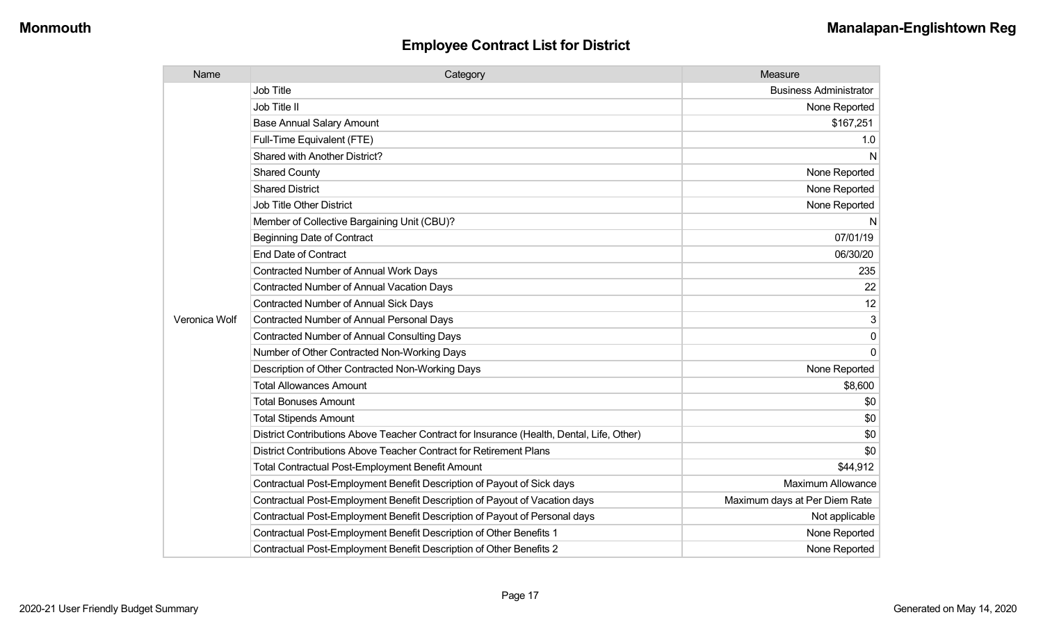## Employee Contract List for District

| Name | Category | Measure |
|---|---|---|
| Veronica Wolf | Job Title | Business Administrator |
| | Job Title II | None Reported |
| | Base Annual Salary Amount | $167,251 |
| | Full-Time Equivalent (FTE) | 1.0 |
| | Shared with Another District? | N |
| | Shared County | None Reported |
| | Shared District | None Reported |
| | Job Title Other District | None Reported |
| | Member of Collective Bargaining Unit (CBU)? | N |
| | Beginning Date of Contract | 07/01/19 |
| | End Date of Contract | 06/30/20 |
| | Contracted Number of Annual Work Days | 235 |
| | Contracted Number of Annual Vacation Days | 22 |
| | Contracted Number of Annual Sick Days | 12 |
| | Contracted Number of Annual Personal Days | 3 |
| | Contracted Number of Annual Consulting Days | 0 |
| | Number of Other Contracted Non-Working Days | 0 |
| | Description of Other Contracted Non-Working Days | None Reported |
| | Total Allowances Amount | $8,600 |
| | Total Bonuses Amount | $0 |
| | Total Stipends Amount | $0 |
| | District Contributions Above Teacher Contract for Insurance (Health, Dental, Life, Other) | $0 |
| | District Contributions Above Teacher Contract for Retirement Plans | $0 |
| | Total Contractual Post-Employment Benefit Amount | $44,912 |
| | Contractual Post-Employment Benefit Description of Payout of Sick days | Maximum Allowance |
| | Contractual Post-Employment Benefit Description of Payout of Vacation days | Maximum days at Per Diem Rate |
| | Contractual Post-Employment Benefit Description of Payout of Personal days | Not applicable |
| | Contractual Post-Employment Benefit Description of Other Benefits 1 | None Reported |
| | Contractual Post-Employment Benefit Description of Other Benefits 2 | None Reported |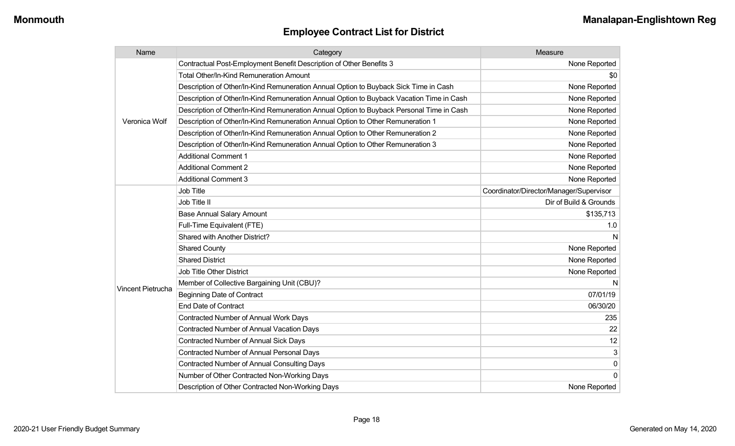## Employee Contract List for District

| Name | Category | Measure |
| --- | --- | --- |
| Veronica Wolf | Contractual Post-Employment Benefit Description of Other Benefits 3 | None Reported |
| | Total Other/In-Kind Remuneration Amount | $0 |
| | Description of Other/In-Kind Remuneration Annual Option to Buyback Sick Time in Cash | None Reported |
| | Description of Other/In-Kind Remuneration Annual Option to Buyback Vacation Time in Cash | None Reported |
| | Description of Other/In-Kind Remuneration Annual Option to Buyback Personal Time in Cash | None Reported |
| | Description of Other/In-Kind Remuneration Annual Option to Other Remuneration 1 | None Reported |
| | Description of Other/In-Kind Remuneration Annual Option to Other Remuneration 2 | None Reported |
| | Description of Other/In-Kind Remuneration Annual Option to Other Remuneration 3 | None Reported |
| | Additional Comment 1 | None Reported |
| | Additional Comment 2 | None Reported |
| | Additional Comment 3 | None Reported |
| Vincent Pietrucha | Job Title | Coordinator/Director/Manager/Supervisor |
| | Job Title II | Dir of Build & Grounds |
| | Base Annual Salary Amount | $135,713 |
| | Full-Time Equivalent (FTE) | 1.0 |
| | Shared with Another District? | N |
| | Shared County | None Reported |
| | Shared District | None Reported |
| | Job Title Other District | None Reported |
| | Member of Collective Bargaining Unit (CBU)? | N |
| | Beginning Date of Contract | 07/01/19 |
| | End Date of Contract | 06/30/20 |
| | Contracted Number of Annual Work Days | 235 |
| | Contracted Number of Annual Vacation Days | 22 |
| | Contracted Number of Annual Sick Days | 12 |
| | Contracted Number of Annual Personal Days | 3 |
| | Contracted Number of Annual Consulting Days | 0 |
| | Number of Other Contracted Non-Working Days | 0 |
| | Description of Other Contracted Non-Working Days | None Reported |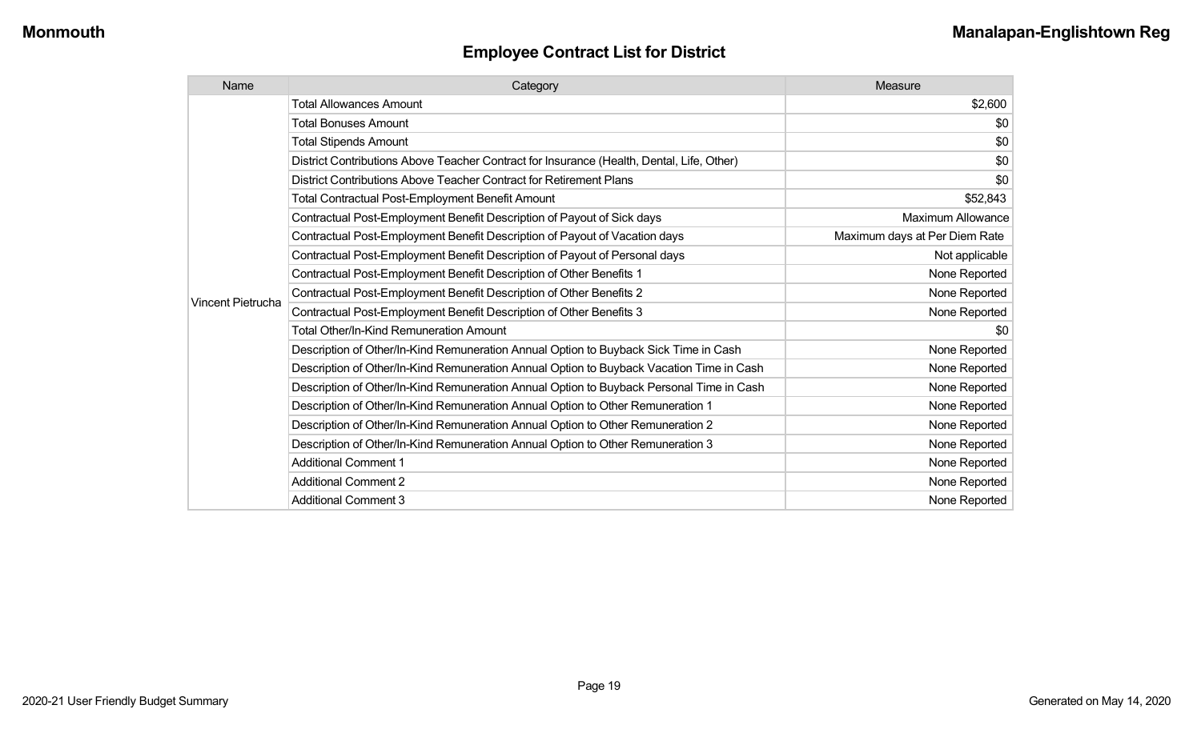## Employee Contract List for District

| Name | Category | Measure |
|---|---|---|
| Vincent Pietrucha | Total Allowances Amount | $2,600 |
| | Total Bonuses Amount | $0 |
| | Total Stipends Amount | $0 |
| | District Contributions Above Teacher Contract for Insurance (Health, Dental, Life, Other) | $0 |
| | District Contributions Above Teacher Contract for Retirement Plans | $0 |
| | Total Contractual Post-Employment Benefit Amount | $52,843 |
| | Contractual Post-Employment Benefit Description of Payout of Sick days | Maximum Allowance |
| | Contractual Post-Employment Benefit Description of Payout of Vacation days | Maximum days at Per Diem Rate |
| | Contractual Post-Employment Benefit Description of Payout of Personal days | Not applicable |
| | Contractual Post-Employment Benefit Description of Other Benefits 1 | None Reported |
| | Contractual Post-Employment Benefit Description of Other Benefits 2 | None Reported |
| | Contractual Post-Employment Benefit Description of Other Benefits 3 | None Reported |
| | Total Other/In-Kind Remuneration Amount | $0 |
| | Description of Other/In-Kind Remuneration Annual Option to Buyback Sick Time in Cash | None Reported |
| | Description of Other/In-Kind Remuneration Annual Option to Buyback Vacation Time in Cash | None Reported |
| | Description of Other/In-Kind Remuneration Annual Option to Buyback Personal Time in Cash | None Reported |
| | Description of Other/In-Kind Remuneration Annual Option to Other Remuneration 1 | None Reported |
| | Description of Other/In-Kind Remuneration Annual Option to Other Remuneration 2 | None Reported |
| | Description of Other/In-Kind Remuneration Annual Option to Other Remuneration 3 | None Reported |
| | Additional Comment 1 | None Reported |
| | Additional Comment 2 | None Reported |
| | Additional Comment 3 | None Reported |